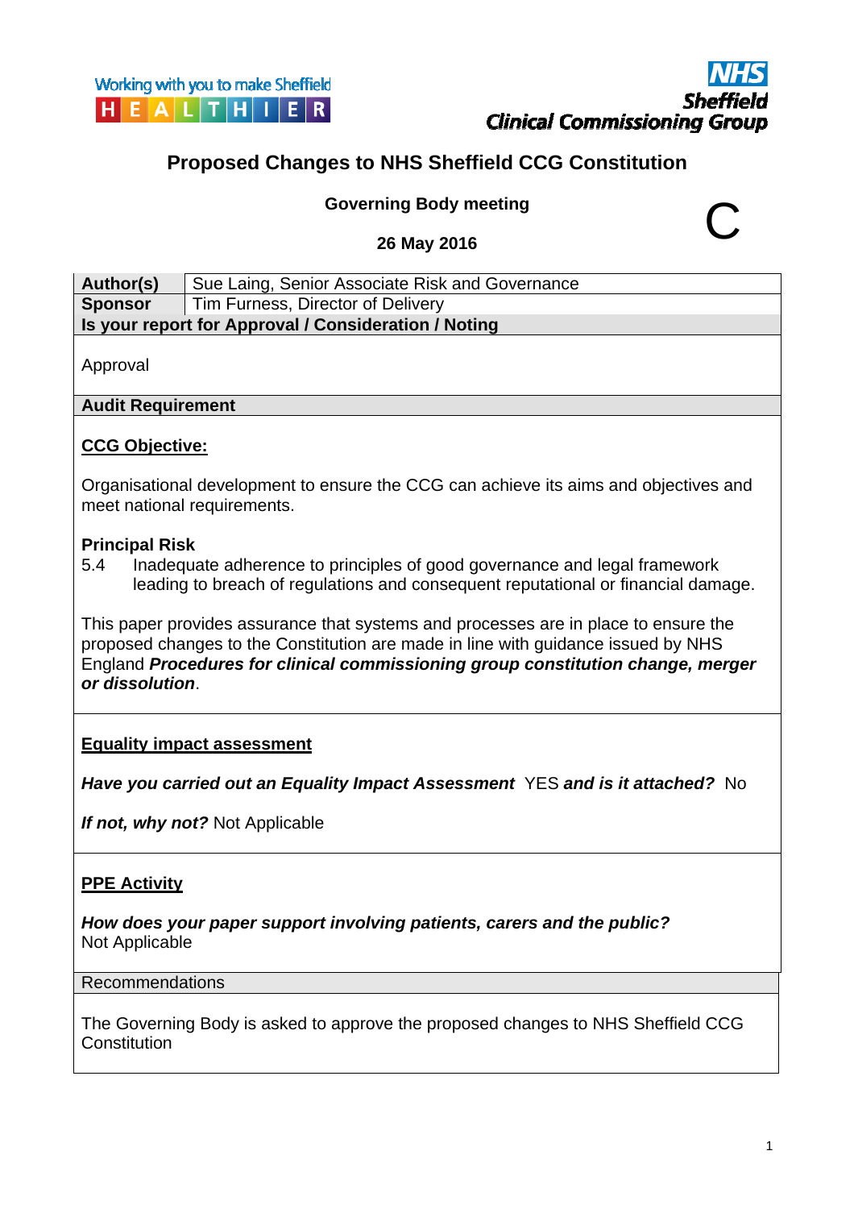Working with you to make Sheffield HEALTHIER

NHS Sheffield Clinical Commissioning Group

# Proposed Changes to NHS Sheffield CCG Constitution

**Governing Body meeting**

**26 May 2016**

C

| **Author(s)** | Sue Laing, Senior Associate Risk and Governance |
|---|---|
| **Sponsor** | Tim Furness, Director of Delivery |

**Is your report for Approval / Consideration / Noting**

Approval

**Audit Requirement**

**CCG Objective:**

Organisational development to ensure the CCG can achieve its aims and objectives and meet national requirements.

**Principal Risk**

5.4 Inadequate adherence to principles of good governance and legal framework leading to breach of regulations and consequent reputational or financial damage.

This paper provides assurance that systems and processes are in place to ensure the proposed changes to the Constitution are made in line with guidance issued by NHS England ***Procedures for clinical commissioning group constitution change, merger or dissolution***.

**Equality impact assessment**

***Have you carried out an Equality Impact Assessment*** YES ***and is it attached?*** No

***If not, why not?*** Not Applicable

**PPE Activity**

***How does your paper support involving patients, carers and the public?***
Not Applicable

Recommendations

The Governing Body is asked to approve the proposed changes to NHS Sheffield CCG Constitution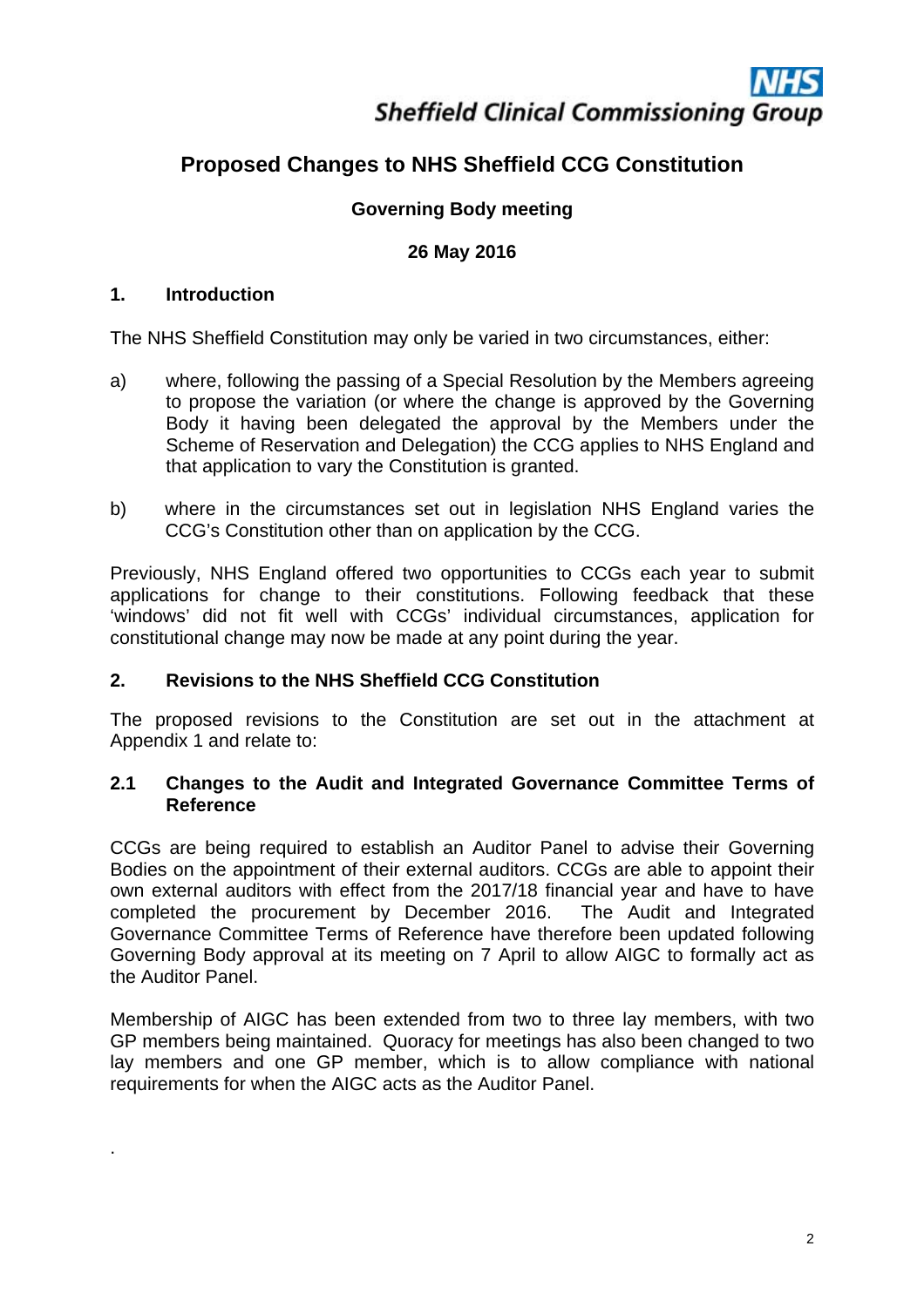NHS Sheffield Clinical Commissioning Group

# Proposed Changes to NHS Sheffield CCG Constitution

**Governing Body meeting**

**26 May 2016**

## 1. Introduction

The NHS Sheffield Constitution may only be varied in two circumstances, either:

a) where, following the passing of a Special Resolution by the Members agreeing to propose the variation (or where the change is approved by the Governing Body it having been delegated the approval by the Members under the Scheme of Reservation and Delegation) the CCG applies to NHS England and that application to vary the Constitution is granted.

b) where in the circumstances set out in legislation NHS England varies the CCG's Constitution other than on application by the CCG.

Previously, NHS England offered two opportunities to CCGs each year to submit applications for change to their constitutions. Following feedback that these 'windows' did not fit well with CCGs' individual circumstances, application for constitutional change may now be made at any point during the year.

## 2. Revisions to the NHS Sheffield CCG Constitution

The proposed revisions to the Constitution are set out in the attachment at Appendix 1 and relate to:

### 2.1 Changes to the Audit and Integrated Governance Committee Terms of Reference

CCGs are being required to establish an Auditor Panel to advise their Governing Bodies on the appointment of their external auditors. CCGs are able to appoint their own external auditors with effect from the 2017/18 financial year and have to have completed the procurement by December 2016. The Audit and Integrated Governance Committee Terms of Reference have therefore been updated following Governing Body approval at its meeting on 7 April to allow AIGC to formally act as the Auditor Panel.

Membership of AIGC has been extended from two to three lay members, with two GP members being maintained. Quoracy for meetings has also been changed to two lay members and one GP member, which is to allow compliance with national requirements for when the AIGC acts as the Auditor Panel.

.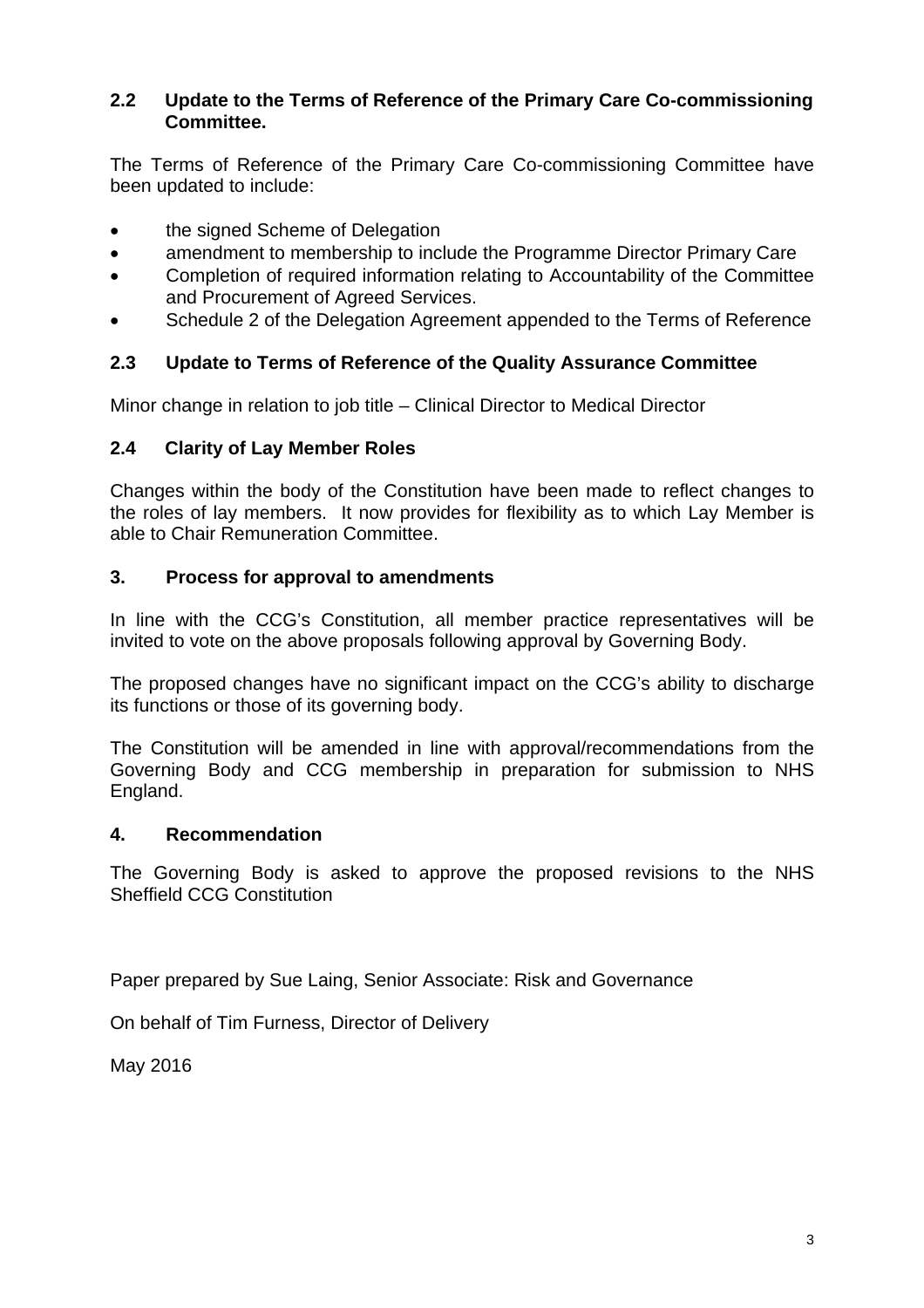### 2.2 Update to the Terms of Reference of the Primary Care Co-commissioning Committee.

The Terms of Reference of the Primary Care Co-commissioning Committee have been updated to include:

- the signed Scheme of Delegation
- amendment to membership to include the Programme Director Primary Care
- Completion of required information relating to Accountability of the Committee and Procurement of Agreed Services.
- Schedule 2 of the Delegation Agreement appended to the Terms of Reference

### 2.3 Update to Terms of Reference of the Quality Assurance Committee

Minor change in relation to job title – Clinical Director to Medical Director

### 2.4 Clarity of Lay Member Roles

Changes within the body of the Constitution have been made to reflect changes to the roles of lay members. It now provides for flexibility as to which Lay Member is able to Chair Remuneration Committee.

## 3. Process for approval to amendments

In line with the CCG's Constitution, all member practice representatives will be invited to vote on the above proposals following approval by Governing Body.

The proposed changes have no significant impact on the CCG's ability to discharge its functions or those of its governing body.

The Constitution will be amended in line with approval/recommendations from the Governing Body and CCG membership in preparation for submission to NHS England.

## 4. Recommendation

The Governing Body is asked to approve the proposed revisions to the NHS Sheffield CCG Constitution

Paper prepared by Sue Laing, Senior Associate: Risk and Governance

On behalf of Tim Furness, Director of Delivery

May 2016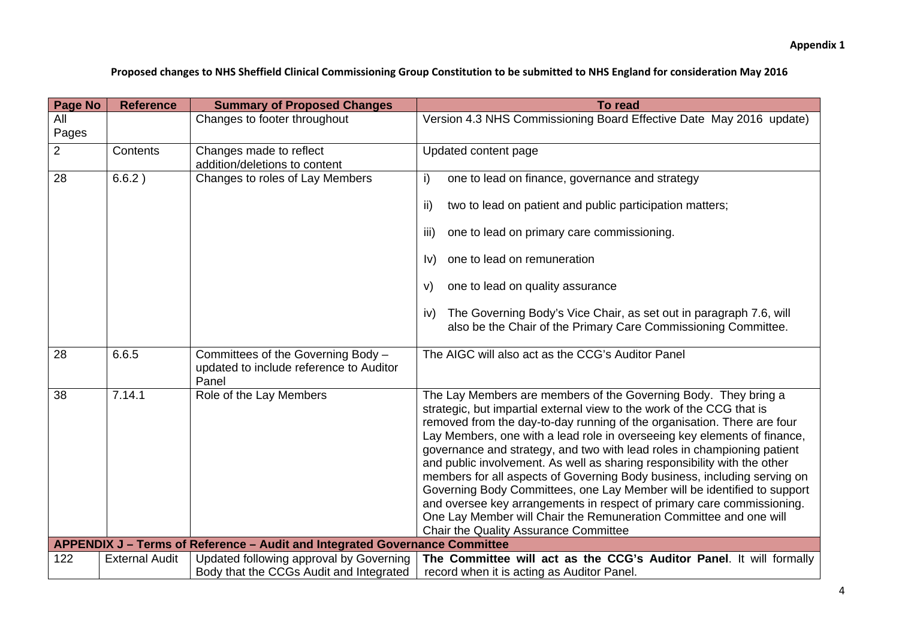**Appendix 1**

**Proposed changes to NHS Sheffield Clinical Commissioning Group Constitution to be submitted to NHS England for consideration May 2016**

| Page No | Reference | Summary of Proposed Changes | To read |
|---|---|---|---|
| All Pages | | Changes to footer throughout | Version 4.3 NHS Commissioning Board Effective Date May 2016 update) |
| 2 | Contents | Changes made to reflect addition/deletions to content | Updated content page |
| 28 | 6.6.2 ) | Changes to roles of Lay Members | i) one to lead on finance, governance and strategy<br><br>ii) two to lead on patient and public participation matters;<br><br>iii) one to lead on primary care commissioning.<br><br>Iv) one to lead on remuneration<br><br>v) one to lead on quality assurance<br><br>iv) The Governing Body's Vice Chair, as set out in paragraph 7.6, will also be the Chair of the Primary Care Commissioning Committee. |
| 28 | 6.6.5 | Committees of the Governing Body – updated to include reference to Auditor Panel | The AIGC will also act as the CCG's Auditor Panel |
| 38 | 7.14.1 | Role of the Lay Members | The Lay Members are members of the Governing Body. They bring a strategic, but impartial external view to the work of the CCG that is removed from the day-to-day running of the organisation. There are four Lay Members, one with a lead role in overseeing key elements of finance, governance and strategy, and two with lead roles in championing patient and public involvement. As well as sharing responsibility with the other members for all aspects of Governing Body business, including serving on Governing Body Committees, one Lay Member will be identified to support and oversee key arrangements in respect of primary care commissioning. One Lay Member will Chair the Remuneration Committee and one will Chair the Quality Assurance Committee |
| **APPENDIX J – Terms of Reference – Audit and Integrated Governance Committee** | | | |
| 122 | External Audit | Updated following approval by Governing Body that the CCGs Audit and Integrated | **The Committee will act as the CCG's Auditor Panel**. It will formally record when it is acting as Auditor Panel. |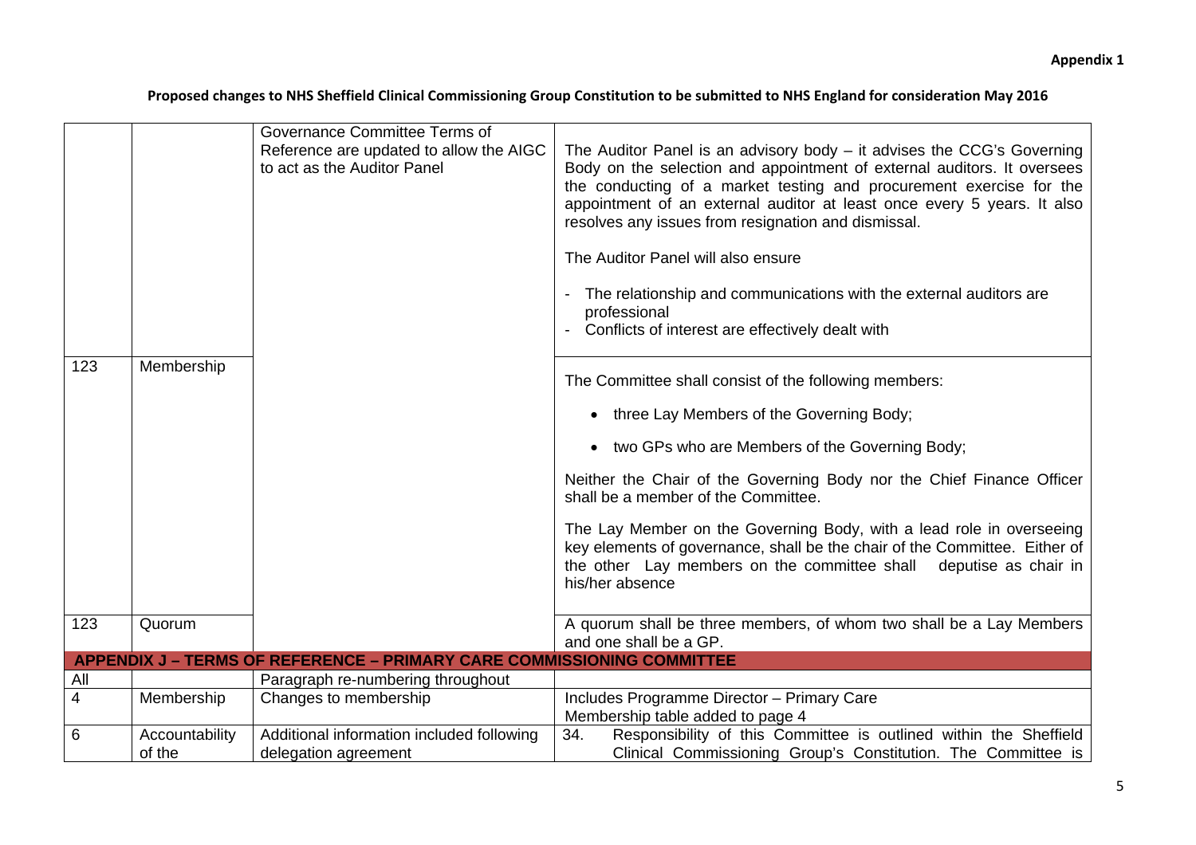**Appendix 1**

**Proposed changes to NHS Sheffield Clinical Commissioning Group Constitution to be submitted to NHS England for consideration May 2016**

| | | | |
|---|---|---|---|
| | | Governance Committee Terms of Reference are updated to allow the AIGC to act as the Auditor Panel | The Auditor Panel is an advisory body – it advises the CCG's Governing Body on the selection and appointment of external auditors. It oversees the conducting of a market testing and procurement exercise for the appointment of an external auditor at least once every 5 years. It also resolves any issues from resignation and dismissal.<br><br>The Auditor Panel will also ensure<br><br>- The relationship and communications with the external auditors are professional<br>- Conflicts of interest are effectively dealt with |
| 123 | Membership | | The Committee shall consist of the following members:<br><br>• three Lay Members of the Governing Body;<br><br>• two GPs who are Members of the Governing Body;<br><br>Neither the Chair of the Governing Body nor the Chief Finance Officer shall be a member of the Committee.<br><br>The Lay Member on the Governing Body, with a lead role in overseeing key elements of governance, shall be the chair of the Committee. Either of the other Lay members on the committee shall deputise as chair in his/her absence |
| 123 | Quorum | | A quorum shall be three members, of whom two shall be a Lay Members and one shall be a GP. |
| **APPENDIX J – TERMS OF REFERENCE – PRIMARY CARE COMMISSIONING COMMITTEE** | | | |
| All | | Paragraph re-numbering throughout | |
| 4 | Membership | Changes to membership | Includes Programme Director – Primary Care<br>Membership table added to page 4 |
| 6 | Accountability of the | Additional information included following delegation agreement | 34. Responsibility of this Committee is outlined within the Sheffield Clinical Commissioning Group's Constitution. The Committee is |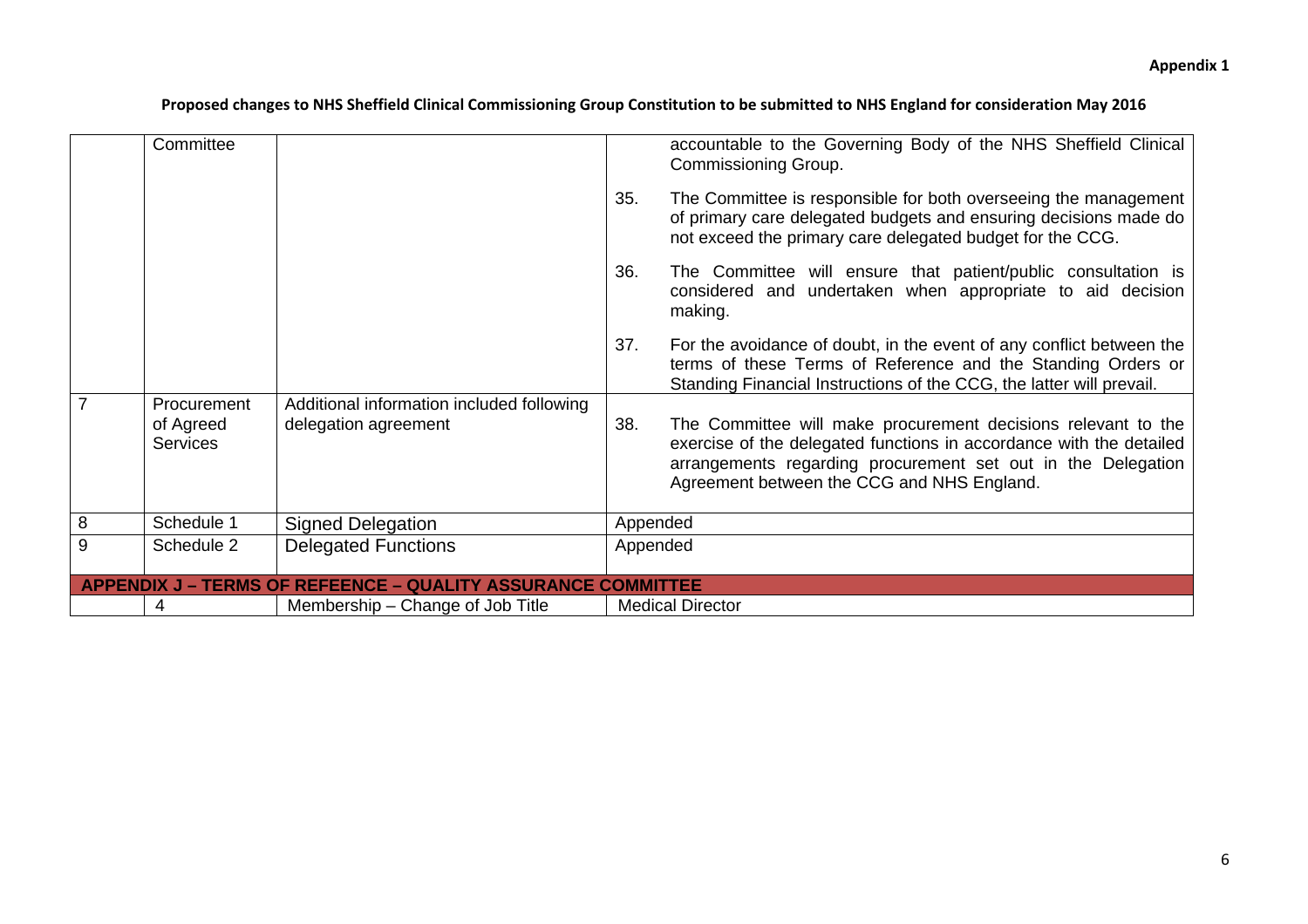**Appendix 1**

**Proposed changes to NHS Sheffield Clinical Commissioning Group Constitution to be submitted to NHS England for consideration May 2016**

| | | | |
|---|---|---|---|
| | Committee | | accountable to the Governing Body of the NHS Sheffield Clinical Commissioning Group.<br><br>35. The Committee is responsible for both overseeing the management of primary care delegated budgets and ensuring decisions made do not exceed the primary care delegated budget for the CCG.<br><br>36. The Committee will ensure that patient/public consultation is considered and undertaken when appropriate to aid decision making.<br><br>37. For the avoidance of doubt, in the event of any conflict between the terms of these Terms of Reference and the Standing Orders or Standing Financial Instructions of the CCG, the latter will prevail. |
| 7 | Procurement of Agreed Services | Additional information included following delegation agreement | 38. The Committee will make procurement decisions relevant to the exercise of the delegated functions in accordance with the detailed arrangements regarding procurement set out in the Delegation Agreement between the CCG and NHS England. |
| 8 | Schedule 1 | Signed Delegation | Appended |
| 9 | Schedule 2 | Delegated Functions | Appended |
| **APPENDIX J – TERMS OF REFEENCE – QUALITY ASSURANCE COMMITTEE** | | | |
| | 4 | Membership – Change of Job Title | Medical Director |